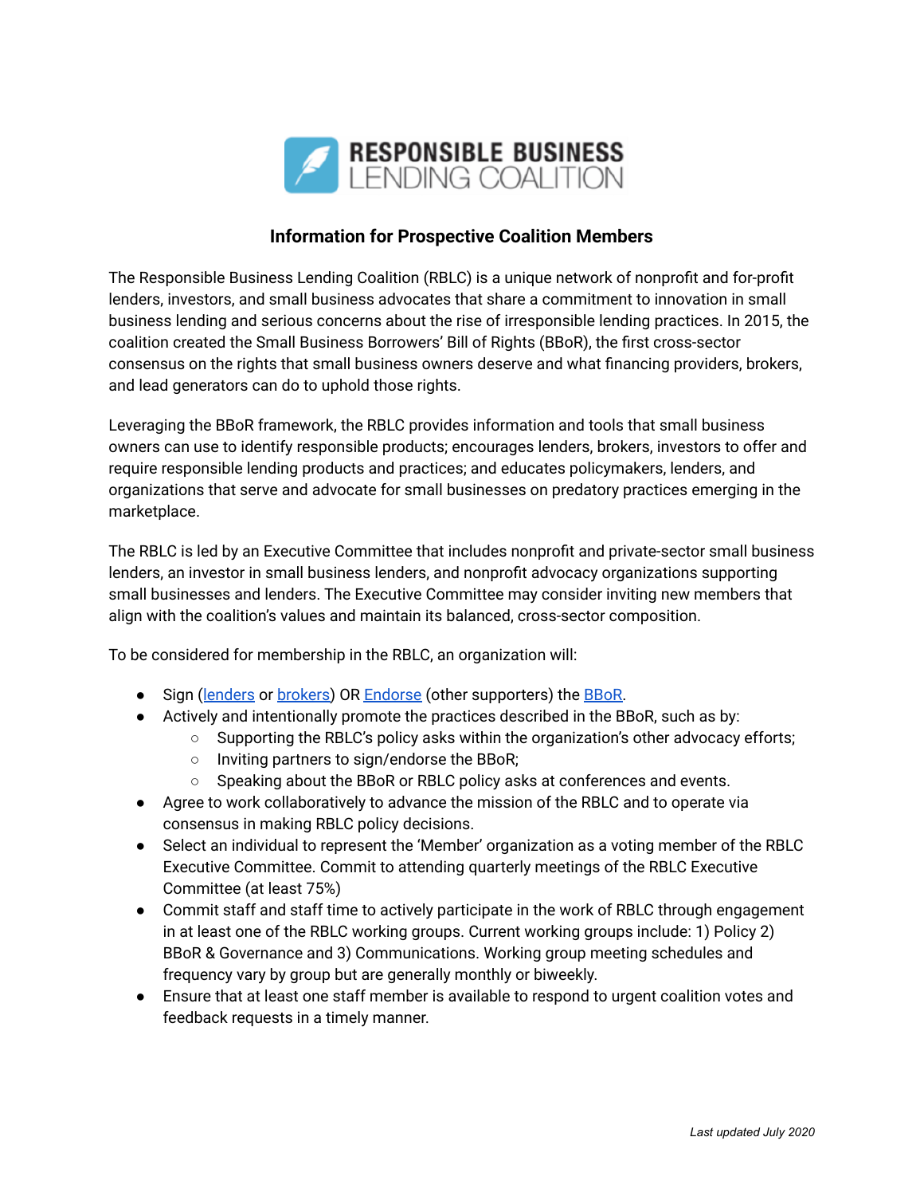RESPONSIBLE BUSINESS LENDING COALITION

## Information for Prospective Coalition Members

The Responsible Business Lending Coalition (RBLC) is a unique network of nonprofit and for-profit lenders, investors, and small business advocates that share a commitment to innovation in small business lending and serious concerns about the rise of irresponsible lending practices. In 2015, the coalition created the Small Business Borrowers' Bill of Rights (BBoR), the first cross-sector consensus on the rights that small business owners deserve and what financing providers, brokers, and lead generators can do to uphold those rights.

Leveraging the BBoR framework, the RBLC provides information and tools that small business owners can use to identify responsible products; encourages lenders, brokers, investors to offer and require responsible lending products and practices; and educates policymakers, lenders, and organizations that serve and advocate for small businesses on predatory practices emerging in the marketplace.

The RBLC is led by an Executive Committee that includes nonprofit and private-sector small business lenders, an investor in small business lenders, and nonprofit advocacy organizations supporting small businesses and lenders. The Executive Committee may consider inviting new members that align with the coalition's values and maintain its balanced, cross-sector composition.

To be considered for membership in the RBLC, an organization will:

- Sign (lenders or brokers) OR Endorse (other supporters) the BBoR.
- Actively and intentionally promote the practices described in the BBoR, such as by:
  - Supporting the RBLC's policy asks within the organization's other advocacy efforts;
  - Inviting partners to sign/endorse the BBoR;
  - Speaking about the BBoR or RBLC policy asks at conferences and events.
- Agree to work collaboratively to advance the mission of the RBLC and to operate via consensus in making RBLC policy decisions.
- Select an individual to represent the 'Member' organization as a voting member of the RBLC Executive Committee. Commit to attending quarterly meetings of the RBLC Executive Committee (at least 75%)
- Commit staff and staff time to actively participate in the work of RBLC through engagement in at least one of the RBLC working groups. Current working groups include: 1) Policy 2) BBoR & Governance and 3) Communications. Working group meeting schedules and frequency vary by group but are generally monthly or biweekly.
- Ensure that at least one staff member is available to respond to urgent coalition votes and feedback requests in a timely manner.

*Last updated July 2020*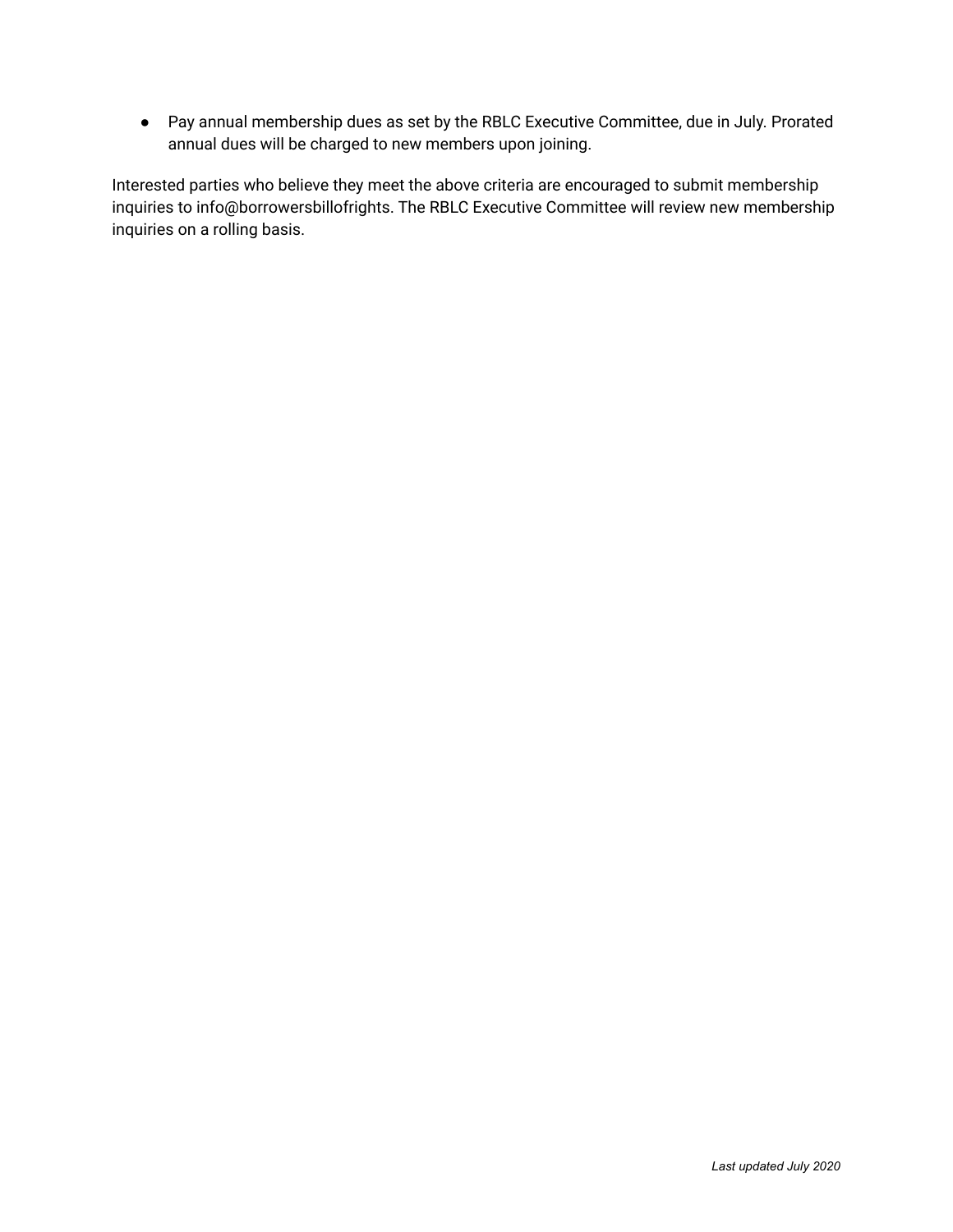- Pay annual membership dues as set by the RBLC Executive Committee, due in July. Prorated annual dues will be charged to new members upon joining.

Interested parties who believe they meet the above criteria are encouraged to submit membership inquiries to info@borrowersbillofrights. The RBLC Executive Committee will review new membership inquiries on a rolling basis.

*Last updated July 2020*